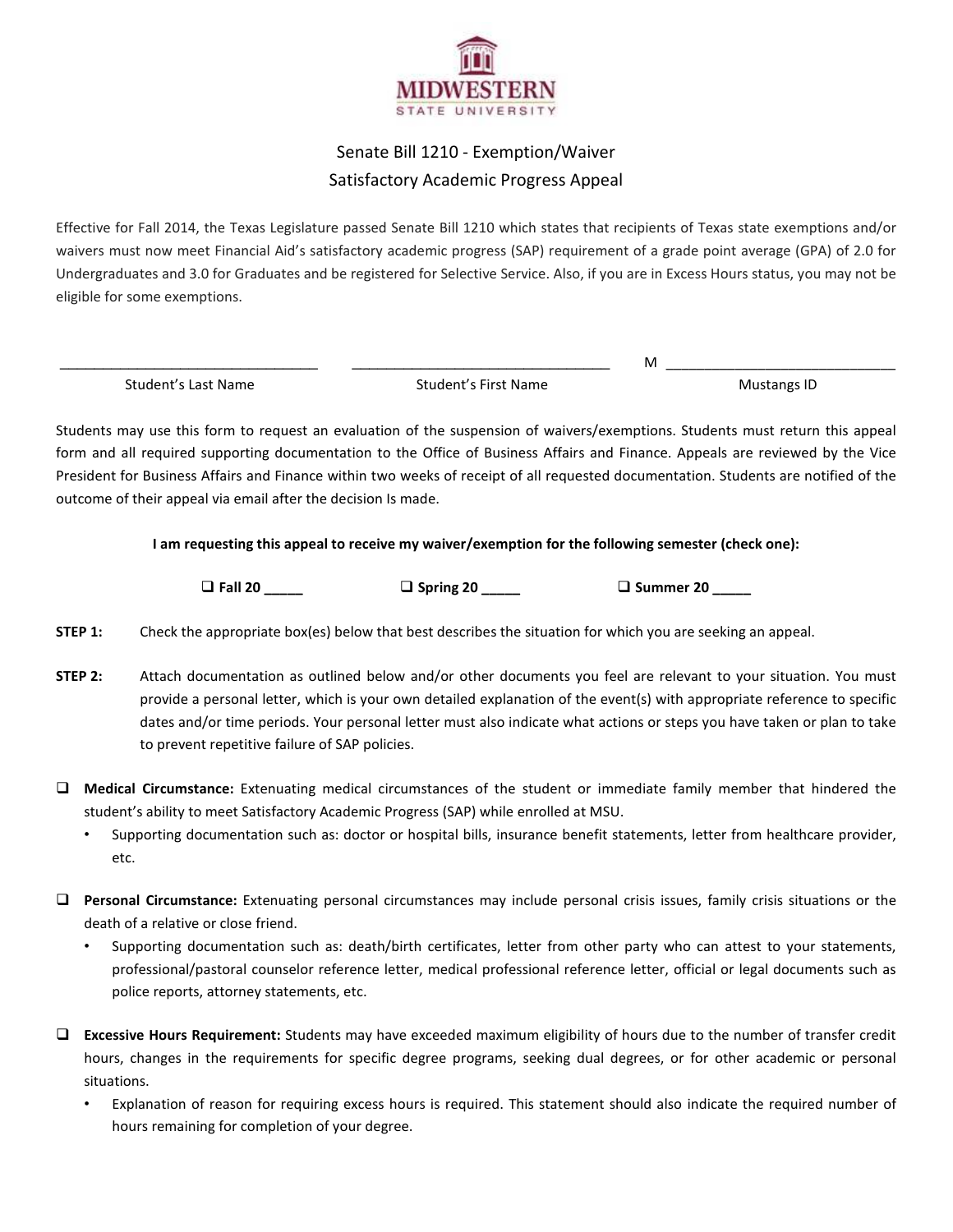# MIDWESTERN STATE UNIVERSITY

## Senate Bill 1210 - Exemption/Waiver
## Satisfactory Academic Progress Appeal

Effective for Fall 2014, the Texas Legislature passed Senate Bill 1210 which states that recipients of Texas state exemptions and/or waivers must now meet Financial Aid's satisfactory academic progress (SAP) requirement of a grade point average (GPA) of 2.0 for Undergraduates and 3.0 for Graduates and be registered for Selective Service. Also, if you are in Excess Hours status, you may not be eligible for some exemptions.

| ________________________________ | ________________________________ | M ____________________________ |
|---|---|---|
| Student's Last Name | Student's First Name | Mustangs ID |

Students may use this form to request an evaluation of the suspension of waivers/exemptions. Students must return this appeal form and all required supporting documentation to the Office of Business Affairs and Finance. Appeals are reviewed by the Vice President for Business Affairs and Finance within two weeks of receipt of all requested documentation. Students are notified of the outcome of their appeal via email after the decision Is made.

**I am requesting this appeal to receive my waiver/exemption for the following semester (check one):**

❑ **Fall 20 _____** ❑ **Spring 20 _____** ❑ **Summer 20 _____**

**STEP 1:** Check the appropriate box(es) below that best describes the situation for which you are seeking an appeal.

**STEP 2:** Attach documentation as outlined below and/or other documents you feel are relevant to your situation. You must provide a personal letter, which is your own detailed explanation of the event(s) with appropriate reference to specific dates and/or time periods. Your personal letter must also indicate what actions or steps you have taken or plan to take to prevent repetitive failure of SAP policies.

❑ **Medical Circumstance:** Extenuating medical circumstances of the student or immediate family member that hindered the student's ability to meet Satisfactory Academic Progress (SAP) while enrolled at MSU.

- Supporting documentation such as: doctor or hospital bills, insurance benefit statements, letter from healthcare provider, etc.

❑ **Personal Circumstance:** Extenuating personal circumstances may include personal crisis issues, family crisis situations or the death of a relative or close friend.

- Supporting documentation such as: death/birth certificates, letter from other party who can attest to your statements, professional/pastoral counselor reference letter, medical professional reference letter, official or legal documents such as police reports, attorney statements, etc.

❑ **Excessive Hours Requirement:** Students may have exceeded maximum eligibility of hours due to the number of transfer credit hours, changes in the requirements for specific degree programs, seeking dual degrees, or for other academic or personal situations.

- Explanation of reason for requiring excess hours is required. This statement should also indicate the required number of hours remaining for completion of your degree.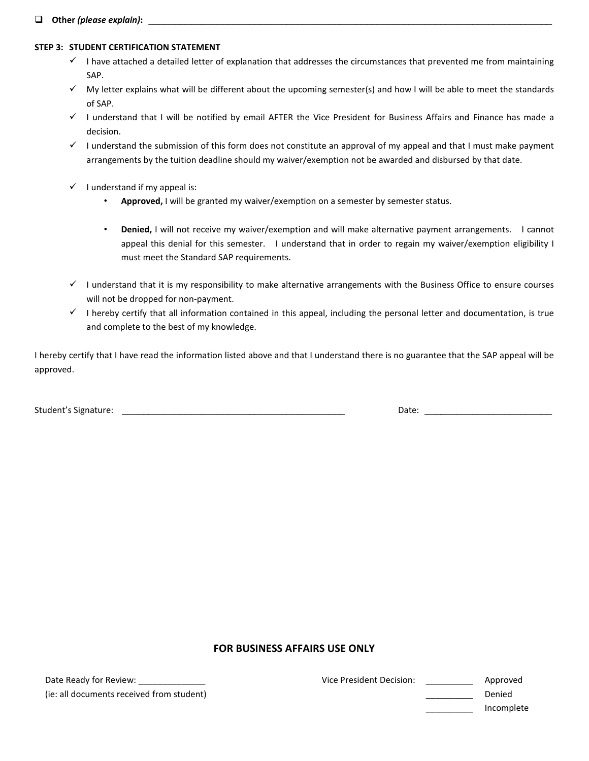- [ ] **Other *(please explain)***: ______________________________________________________________________________________

**STEP 3: STUDENT CERTIFICATION STATEMENT**

- ✓ I have attached a detailed letter of explanation that addresses the circumstances that prevented me from maintaining SAP.
- ✓ My letter explains what will be different about the upcoming semester(s) and how I will be able to meet the standards of SAP.
- ✓ I understand that I will be notified by email AFTER the Vice President for Business Affairs and Finance has made a decision.
- ✓ I understand the submission of this form does not constitute an approval of my appeal and that I must make payment arrangements by the tuition deadline should my waiver/exemption not be awarded and disbursed by that date.
- ✓ I understand if my appeal is:
  - **Approved,** I will be granted my waiver/exemption on a semester by semester status.
  - **Denied,** I will not receive my waiver/exemption and will make alternative payment arrangements. I cannot appeal this denial for this semester. I understand that in order to regain my waiver/exemption eligibility I must meet the Standard SAP requirements.
- ✓ I understand that it is my responsibility to make alternative arrangements with the Business Office to ensure courses will not be dropped for non-payment.
- ✓ I hereby certify that all information contained in this appeal, including the personal letter and documentation, is true and complete to the best of my knowledge.

I hereby certify that I have read the information listed above and that I understand there is no guarantee that the SAP appeal will be approved.

Student's Signature: ________________________________________________ Date: ___________________________

## FOR BUSINESS AFFAIRS USE ONLY

Date Ready for Review: ______________
(ie: all documents received from student)

Vice President Decision: __________ Approved
__________ Denied
__________ Incomplete